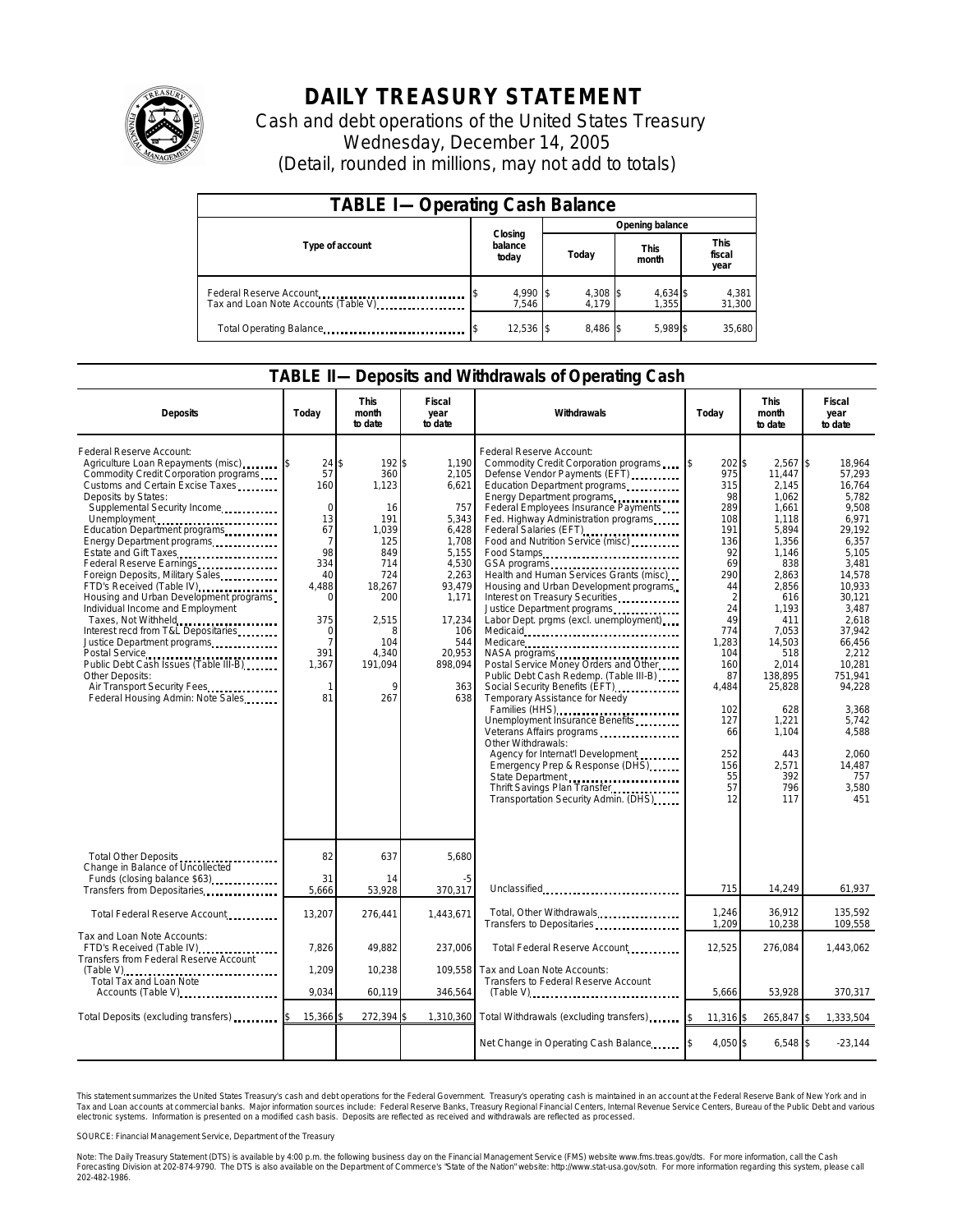# DAILY TREASURY STATEMENT

Cash and debt operations of the United States Treasury

Wednesday, December 14, 2005

(Detail, rounded in millions, may not add to totals)

| TABLE I—Operating Cash Balance | | | | |
|---|---|---|---|---|
| Type of account | Closing balance today | Opening balance | | |
| | | Today | This month | This fiscal year |
| Federal Reserve Account | $ 4,990 | $ 4,308 | $ 4,634 | $ 4,381 |
| Tax and Loan Note Accounts (Table V) | 7,546 | 4,179 | 1,355 | 31,300 |
| Total Operating Balance | $ 12,536 | $ 8,486 | $ 5,989 | $ 35,680 |

| TABLE II—Deposits and Withdrawals of Operating Cash | | | | | | | |
|---|---|---|---|---|---|---|---|
| Deposits | Today | This month to date | Fiscal year to date | Withdrawals | Today | This month to date | Fiscal year to date |
| Federal Reserve Account: | | | | Federal Reserve Account: | | | |
| Agriculture Loan Repayments (misc) | $ 24 | $ 192 | $ 1,190 | Commodity Credit Corporation programs | $ 202 | $ 2,567 | $ 18,964 |
| Commodity Credit Corporation programs | 57 | 360 | 2,105 | Defense Vendor Payments (EFT) | 975 | 11,447 | 57,293 |
| Customs and Certain Excise Taxes | 160 | 1,123 | 6,621 | Education Department programs | 315 | 2,145 | 16,764 |
| Deposits by States: | | | | Energy Department programs | 98 | 1,062 | 5,782 |
| Supplemental Security Income | 0 | 16 | 757 | Federal Employees Insurance Payments | 289 | 1,661 | 9,508 |
| Unemployment | 13 | 191 | 5,343 | Fed. Highway Administration programs | 108 | 1,118 | 6,971 |
| Education Department programs | 67 | 1,039 | 6,428 | Federal Salaries (EFT) | 191 | 5,894 | 29,192 |
| Energy Department programs | 7 | 125 | 1,708 | Food and Nutrition Service (misc) | 136 | 1,356 | 6,357 |
| Estate and Gift Taxes | 98 | 849 | 5,155 | Food Stamps | 92 | 1,146 | 5,105 |
| Federal Reserve Earnings | 334 | 714 | 4,530 | GSA programs | 69 | 838 | 3,481 |
| Foreign Deposits, Military Sales | 40 | 724 | 2,263 | Health and Human Services Grants (misc) | 290 | 2,863 | 14,578 |
| FTD's Received (Table IV) | 4,488 | 18,267 | 93,479 | Housing and Urban Development programs | 44 | 2,856 | 10,933 |
| Housing and Urban Development programs | 0 | 200 | 1,171 | Interest on Treasury Securities | 2 | 616 | 30,121 |
| Individual Income and Employment Taxes, Not Withheld | 375 | 2,515 | 17,234 | Justice Department programs | 24 | 1,193 | 3,487 |
| Interest recd from T&L Depositaries | 0 | 8 | 106 | Labor Dept. prgms (excl. unemployment) | 49 | 411 | 2,618 |
| Justice Department programs | 7 | 104 | 544 | Medicaid | 774 | 7,053 | 37,942 |
| Postal Service | 391 | 4,340 | 20,953 | Medicare | 1,283 | 14,503 | 66,456 |
| Public Debt Cash Issues (Table III-B) | 1,367 | 191,094 | 898,094 | NASA programs | 104 | 518 | 2,212 |
| Other Deposits: | | | | Postal Service Money Orders and Other | 160 | 2,014 | 10,281 |
| Air Transport Security Fees | 1 | 9 | 363 | Public Debt Cash Redemp. (Table III-B) | 87 | 138,895 | 751,941 |
| Federal Housing Admin: Note Sales | 81 | 267 | 638 | Social Security Benefits (EFT) | 4,484 | 25,828 | 94,228 |
| | | | | Temporary Assistance for Needy Families (HHS) | 102 | 628 | 3,368 |
| | | | | Unemployment Insurance Benefits | 127 | 1,221 | 5,742 |
| | | | | Veterans Affairs programs | 66 | 1,104 | 4,588 |
| | | | | Other Withdrawals: | | | |
| | | | | Agency for Internat'l Development | 252 | 443 | 2,060 |
| | | | | Emergency Prep & Response (DHS) | 156 | 2,571 | 14,487 |
| | | | | State Department | 55 | 392 | 757 |
| | | | | Thrift Savings Plan Transfer | 57 | 796 | 3,580 |
| | | | | Transportation Security Admin. (DHS) | 12 | 117 | 451 |
| Total Other Deposits | 82 | 637 | 5,680 | | | | |
| Change in Balance of Uncollected Funds (closing balance $63) | 31 | 14 | -5 | | | | |
| Transfers from Depositaries | 5,666 | 53,928 | 370,317 | Unclassified | 715 | 14,249 | 61,937 |
| Total Federal Reserve Account | 13,207 | 276,441 | 1,443,671 | Total, Other Withdrawals | 1,246 | 36,912 | 135,592 |
| | | | | Transfers to Depositaries | 1,209 | 10,238 | 109,558 |
| Tax and Loan Note Accounts: | | | | Total Federal Reserve Account | 12,525 | 276,084 | 1,443,062 |
| FTD's Received (Table IV) | 7,826 | 49,882 | 237,006 | | | | |
| Transfers from Federal Reserve Account (Table V) | 1,209 | 10,238 | 109,558 | Tax and Loan Note Accounts: | | | |
| Total Tax and Loan Note Accounts (Table V) | 9,034 | 60,119 | 346,564 | Transfers to Federal Reserve Account (Table V) | 5,666 | 53,928 | 370,317 |
| Total Deposits (excluding transfers) | $ 15,366 | $ 272,394 | $ 1,310,360 | Total Withdrawals (excluding transfers) | $ 11,316 | $ 265,847 | $ 1,333,504 |
| | | | | Net Change in Operating Cash Balance | $ 4,050 | $ 6,548 | $ -23,144 |

This statement summarizes the United States Treasury's cash and debt operations for the Federal Government. Treasury's operating cash is maintained in an account at the Federal Reserve Bank of New York and in Tax and Loan accounts at commercial banks. Major information sources include: Federal Reserve Banks, Treasury Regional Financial Centers, Internal Revenue Service Centers, Bureau of the Public Debt and various electronic systems. Information is presented on a modified cash basis. Deposits are reflected as received and withdrawals are reflected as processed.

SOURCE: Financial Management Service, Department of the Treasury

Note: The Daily Treasury Statement (DTS) is available by 4:00 p.m. the following business day on the Financial Management Service (FMS) website www.fms.treas.gov/dts. For more information, call the Cash Forecasting Division at 202-874-9790. The DTS is also available on the Department of Commerce's "State of the Nation" website: http://www.stat-usa.gov/sotn. For more information regarding this system, please call 202-482-1986.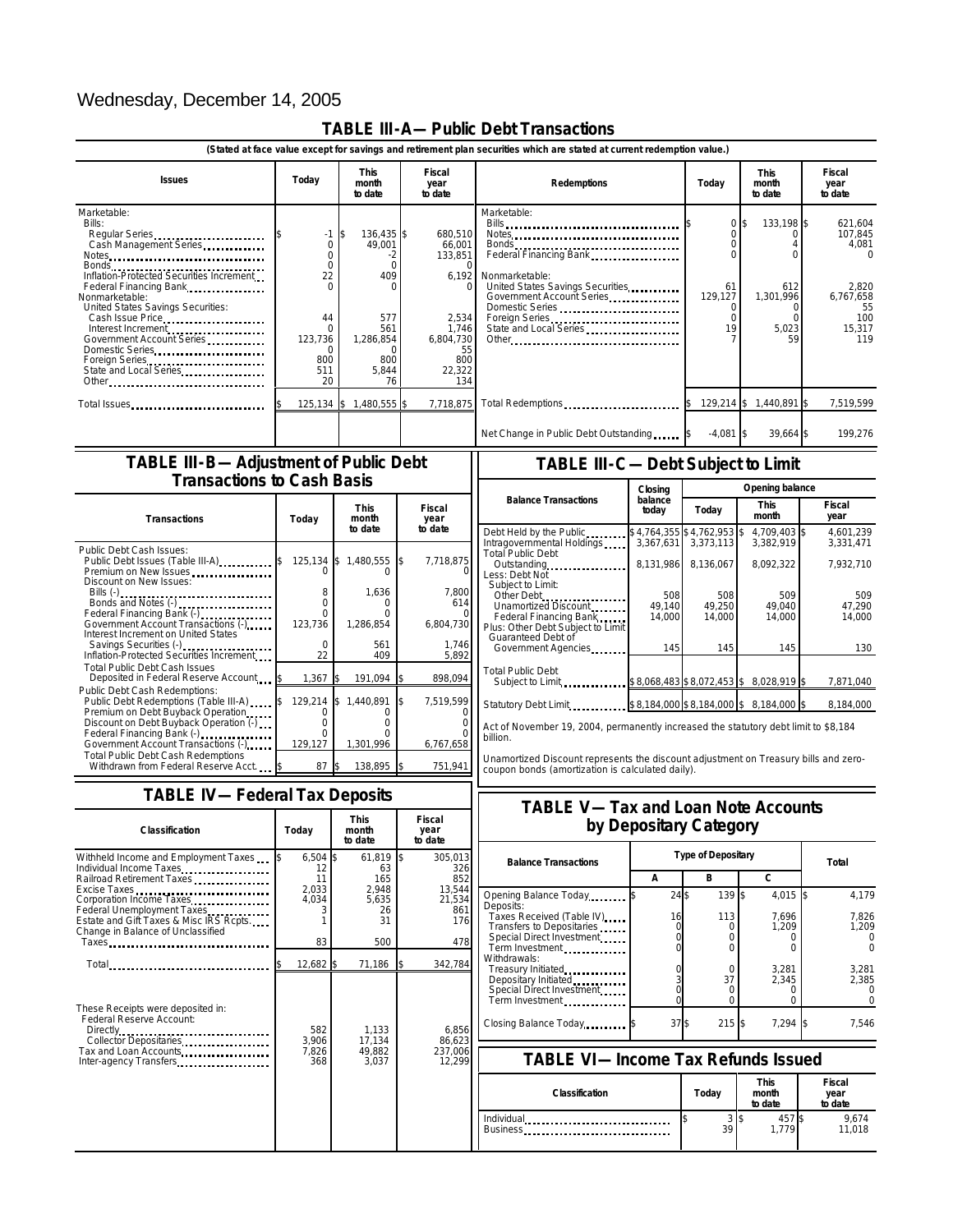Wednesday, December 14, 2005

## TABLE III-A— Public Debt Transactions

(Stated at face value except for savings and retirement plan securities which are stated at current redemption value.)

| Issues | Today | This month to date | Fiscal year to date |
|---|---|---|---|
| Marketable: | | | |
| Bills: | | | |
| Regular Series | $ -1 | $ 136,435 | $ 680,510 |
| Cash Management Series | 0 | 49,001 | 66,001 |
| Notes | 0 | -2 | 133,851 |
| Bonds | 0 | 0 | 0 |
| Inflation-Protected Securities Increment | 22 | 409 | 6,192 |
| Federal Financing Bank | 0 | 0 | 0 |
| Nonmarketable: | | | |
| United States Savings Securities: | | | |
| Cash Issue Price | 44 | 577 | 2,534 |
| Interest Increment | 0 | 561 | 1,746 |
| Government Account Series | 123,736 | 1,286,854 | 6,804,730 |
| Domestic Series | 0 | 0 | 55 |
| Foreign Series | 800 | 800 | 800 |
| State and Local Series | 511 | 5,844 | 22,322 |
| Other | 20 | 76 | 134 |
| Total Issues | $ 125,134 | $ 1,480,555 | $ 7,718,875 |

| Redemptions | Today | This month to date | Fiscal year to date |
|---|---|---|---|
| Marketable: | | | |
| Bills | $ 0 | $ 133,198 | $ 621,604 |
| Notes | 0 | 0 | 107,845 |
| Bonds | 0 | 4 | 4,081 |
| Federal Financing Bank | 0 | 0 | 0 |
| Nonmarketable: | | | |
| United States Savings Securities | 61 | 612 | 2,820 |
| Government Account Series | 129,127 | 1,301,996 | 6,767,658 |
| Domestic Series | 0 | 0 | 55 |
| Foreign Series | 0 | 0 | 100 |
| State and Local Series | 19 | 5,023 | 15,317 |
| Other | 7 | 59 | 119 |
| Total Redemptions | $ 129,214 | $ 1,440,891 | $ 7,519,599 |
| Net Change in Public Debt Outstanding | $ -4,081 | $ 39,664 | $ 199,276 |

## TABLE III-B— Adjustment of Public Debt Transactions to Cash Basis

| Transactions | Today | This month to date | Fiscal year to date |
|---|---|---|---|
| Public Debt Cash Issues: | | | |
| Public Debt Issues (Table III-A) | $ 125,134 | $ 1,480,555 | $ 7,718,875 |
| Premium on New Issues | 0 | 0 | 0 |
| Discount on New Issues: | | | |
| Bills (-) | 8 | 1,636 | 7,800 |
| Bonds and Notes (-) | 0 | 0 | 614 |
| Federal Financing Bank (-) | 0 | 0 | 0 |
| Government Account Transactions (-) | 123,736 | 1,286,854 | 6,804,730 |
| Interest Increment on United States Savings Securities (-) | 0 | 561 | 1,746 |
| Inflation-Protected Securities Increment | 22 | 409 | 5,892 |
| Total Public Debt Cash Issues Deposited in Federal Reserve Account | $ 1,367 | $ 191,094 | $ 898,094 |
| Public Debt Cash Redemptions: | | | |
| Public Debt Redemptions (Table III-A) | $ 129,214 | $ 1,440,891 | $ 7,519,599 |
| Premium on Debt Buyback Operation | 0 | 0 | 0 |
| Discount on Debt Buyback Operation (-) | 0 | 0 | 0 |
| Federal Financing Bank (-) | 0 | 0 | 0 |
| Government Account Transactions (-) | 129,127 | 1,301,996 | 6,767,658 |
| Total Public Debt Cash Redemptions Withdrawn from Federal Reserve Acct. | $ 87 | $ 138,895 | $ 751,941 |

## TABLE III-C— Debt Subject to Limit

| Balance Transactions | Closing balance today | Opening balance Today | This month | Fiscal year |
|---|---|---|---|---|
| Debt Held by the Public | $ 4,764,355 | $ 4,762,953 | $ 4,709,403 | $ 4,601,239 |
| Intragovernmental Holdings | 3,367,631 | 3,373,113 | 3,382,919 | 3,331,471 |
| Total Public Debt Outstanding | 8,131,986 | 8,136,067 | 8,092,322 | 7,932,710 |
| Less: Debt Not Subject to Limit: | | | | |
| Other Debt | 508 | 508 | 509 | 509 |
| Unamortized Discount | 49,140 | 49,250 | 49,040 | 47,290 |
| Federal Financing Bank | 14,000 | 14,000 | 14,000 | 14,000 |
| Plus: Other Debt Subject to Limit Guaranteed Debt of Government Agencies | 145 | 145 | 145 | 130 |
| Total Public Debt Subject to Limit | $ 8,068,483 | $ 8,072,453 | $ 8,028,919 | $ 7,871,040 |
| Statutory Debt Limit | $ 8,184,000 | $ 8,184,000 | $ 8,184,000 | $ 8,184,000 |

Act of November 19, 2004, permanently increased the statutory debt limit to $8,184 billion.

Unamortized Discount represents the discount adjustment on Treasury bills and zero-coupon bonds (amortization is calculated daily).

## TABLE IV— Federal Tax Deposits

| Classification | Today | This month to date | Fiscal year to date |
|---|---|---|---|
| Withheld Income and Employment Taxes | $ 6,504 | $ 61,819 | $ 305,013 |
| Individual Income Taxes | 12 | 63 | 326 |
| Railroad Retirement Taxes | 11 | 165 | 852 |
| Excise Taxes | 2,033 | 2,948 | 13,544 |
| Corporation Income Taxes | 4,034 | 5,635 | 21,534 |
| Federal Unemployment Taxes | 3 | 26 | 861 |
| Estate and Gift Taxes & Misc IRS Rcpts. | 1 | 31 | 176 |
| Change in Balance of Unclassified Taxes | 83 | 500 | 478 |
| Total | $ 12,682 | $ 71,186 | $ 342,784 |
| These Receipts were deposited in: | | | |
| Federal Reserve Account: | | | |
| Directly | 582 | 1,133 | 6,856 |
| Collector Depositaries | 3,906 | 17,134 | 86,623 |
| Tax and Loan Accounts | 7,826 | 49,882 | 237,006 |
| Inter-agency Transfers | 368 | 3,037 | 12,299 |

## TABLE V— Tax and Loan Note Accounts by Depositary Category

| Balance Transactions | Type of Depositary A | B | C | Total |
|---|---|---|---|---|
| Opening Balance Today | $ 24 | $ 139 | $ 4,015 | $ 4,179 |
| Deposits: | | | | |
| Taxes Received (Table IV) | 16 | 113 | 7,696 | 7,826 |
| Transfers to Depositaries | 0 | 0 | 1,209 | 1,209 |
| Special Direct Investment | 0 | 0 | 0 | 0 |
| Term Investment | 0 | 0 | 0 | 0 |
| Withdrawals: | | | | |
| Treasury Initiated | 0 | 0 | 3,281 | 3,281 |
| Depositary Initiated | 3 | 37 | 2,345 | 2,385 |
| Special Direct Investment | 0 | 0 | 0 | 0 |
| Term Investment | 0 | 0 | 0 | 0 |
| Closing Balance Today | $ 37 | $ 215 | $ 7,294 | $ 7,546 |

## TABLE VI— Income Tax Refunds Issued

| Classification | Today | This month to date | Fiscal year to date |
|---|---|---|---|
| Individual | $ 3 | $ 457 | $ 9,674 |
| Business | 39 | 1,779 | 11,018 |